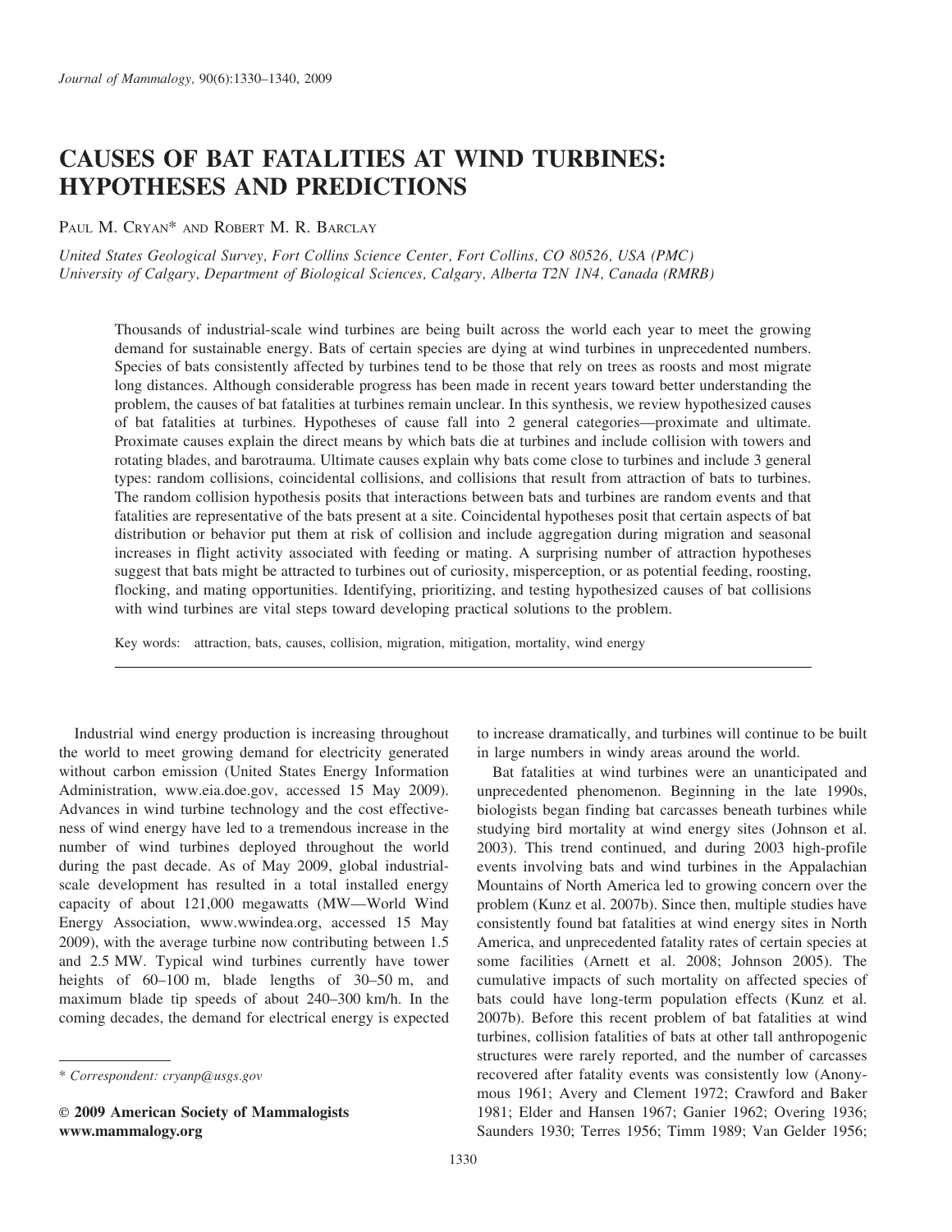# CAUSES OF BAT FATALITIES AT WIND TURBINES: HYPOTHESES AND PREDICTIONS

Paul M. Cryan* and Robert M. R. Barclay

*United States Geological Survey, Fort Collins Science Center, Fort Collins, CO 80526, USA (PMC)*
*University of Calgary, Department of Biological Sciences, Calgary, Alberta T2N 1N4, Canada (RMRB)*

Thousands of industrial-scale wind turbines are being built across the world each year to meet the growing demand for sustainable energy. Bats of certain species are dying at wind turbines in unprecedented numbers. Species of bats consistently affected by turbines tend to be those that rely on trees as roosts and most migrate long distances. Although considerable progress has been made in recent years toward better understanding the problem, the causes of bat fatalities at turbines remain unclear. In this synthesis, we review hypothesized causes of bat fatalities at turbines. Hypotheses of cause fall into 2 general categories—proximate and ultimate. Proximate causes explain the direct means by which bats die at turbines and include collision with towers and rotating blades, and barotrauma. Ultimate causes explain why bats come close to turbines and include 3 general types: random collisions, coincidental collisions, and collisions that result from attraction of bats to turbines. The random collision hypothesis posits that interactions between bats and turbines are random events and that fatalities are representative of the bats present at a site. Coincidental hypotheses posit that certain aspects of bat distribution or behavior put them at risk of collision and include aggregation during migration and seasonal increases in flight activity associated with feeding or mating. A surprising number of attraction hypotheses suggest that bats might be attracted to turbines out of curiosity, misperception, or as potential feeding, roosting, flocking, and mating opportunities. Identifying, prioritizing, and testing hypothesized causes of bat collisions with wind turbines are vital steps toward developing practical solutions to the problem.

Key words: attraction, bats, causes, collision, migration, mitigation, mortality, wind energy

Industrial wind energy production is increasing throughout the world to meet growing demand for electricity generated without carbon emission (United States Energy Information Administration, www.eia.doe.gov, accessed 15 May 2009). Advances in wind turbine technology and the cost effectiveness of wind energy have led to a tremendous increase in the number of wind turbines deployed throughout the world during the past decade. As of May 2009, global industrial-scale development has resulted in a total installed energy capacity of about 121,000 megawatts (MW—World Wind Energy Association, www.wwindea.org, accessed 15 May 2009), with the average turbine now contributing between 1.5 and 2.5 MW. Typical wind turbines currently have tower heights of 60–100 m, blade lengths of 30–50 m, and maximum blade tip speeds of about 240–300 km/h. In the coming decades, the demand for electrical energy is expected to increase dramatically, and turbines will continue to be built in large numbers in windy areas around the world.

Bat fatalities at wind turbines were an unanticipated and unprecedented phenomenon. Beginning in the late 1990s, biologists began finding bat carcasses beneath turbines while studying bird mortality at wind energy sites (Johnson et al. 2003). This trend continued, and during 2003 high-profile events involving bats and wind turbines in the Appalachian Mountains of North America led to growing concern over the problem (Kunz et al. 2007b). Since then, multiple studies have consistently found bat fatalities at wind energy sites in North America, and unprecedented fatality rates of certain species at some facilities (Arnett et al. 2008; Johnson 2005). The cumulative impacts of such mortality on affected species of bats could have long-term population effects (Kunz et al. 2007b). Before this recent problem of bat fatalities at wind turbines, collision fatalities of bats at other tall anthropogenic structures were rarely reported, and the number of carcasses recovered after fatality events was consistently low (Anonymous 1961; Avery and Clement 1972; Crawford and Baker 1981; Elder and Hansen 1967; Ganier 1962; Overing 1936; Saunders 1930; Terres 1956; Timm 1989; Van Gelder 1956;

\* *Correspondent: cryanp@usgs.gov*

**© 2009 American Society of Mammalogists**
**www.mammalogy.org**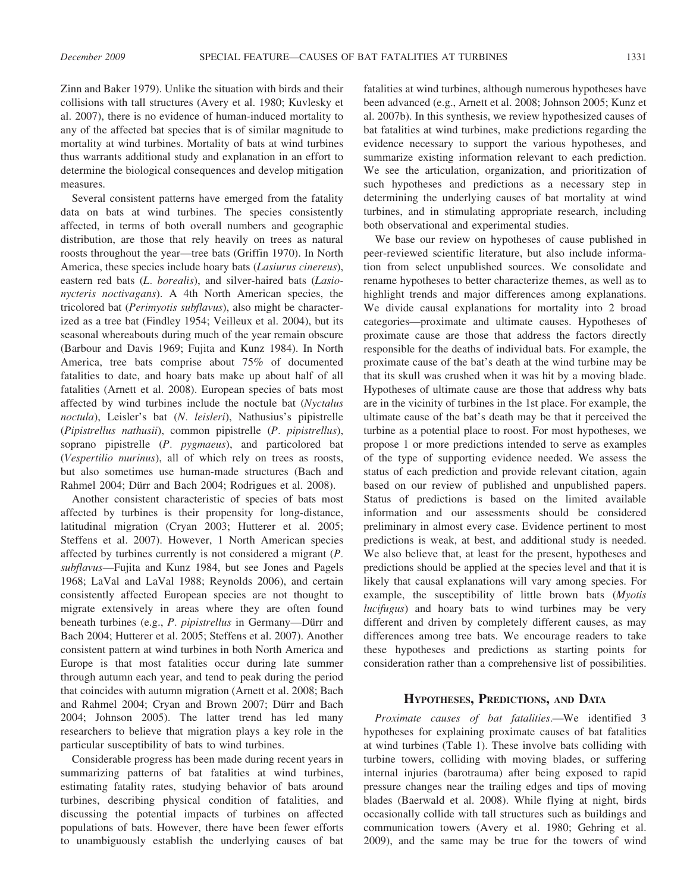Zinn and Baker 1979). Unlike the situation with birds and their collisions with tall structures (Avery et al. 1980; Kuvlesky et al. 2007), there is no evidence of human-induced mortality to any of the affected bat species that is of similar magnitude to mortality at wind turbines. Mortality of bats at wind turbines thus warrants additional study and explanation in an effort to determine the biological consequences and develop mitigation measures.

Several consistent patterns have emerged from the fatality data on bats at wind turbines. The species consistently affected, in terms of both overall numbers and geographic distribution, are those that rely heavily on trees as natural roosts throughout the year—tree bats (Griffin 1970). In North America, these species include hoary bats (*Lasiurus cinereus*), eastern red bats (*L. borealis*), and silver-haired bats (*Lasionycteris noctivagans*). A 4th North American species, the tricolored bat (*Perimyotis subflavus*), also might be characterized as a tree bat (Findley 1954; Veilleux et al. 2004), but its seasonal whereabouts during much of the year remain obscure (Barbour and Davis 1969; Fujita and Kunz 1984). In North America, tree bats comprise about 75% of documented fatalities to date, and hoary bats make up about half of all fatalities (Arnett et al. 2008). European species of bats most affected by wind turbines include the noctule bat (*Nyctalus noctula*), Leisler's bat (*N. leisleri*), Nathusius's pipistrelle (*Pipistrellus nathusii*), common pipistrelle (*P. pipistrellus*), soprano pipistrelle (*P. pygmaeus*), and particolored bat (*Vespertilio murinus*), all of which rely on trees as roosts, but also sometimes use human-made structures (Bach and Rahmel 2004; Dürr and Bach 2004; Rodrigues et al. 2008).

Another consistent characteristic of species of bats most affected by turbines is their propensity for long-distance, latitudinal migration (Cryan 2003; Hutterer et al. 2005; Steffens et al. 2007). However, 1 North American species affected by turbines currently is not considered a migrant (*P. subflavus*—Fujita and Kunz 1984, but see Jones and Pagels 1968; LaVal and LaVal 1988; Reynolds 2006), and certain consistently affected European species are not thought to migrate extensively in areas where they are often found beneath turbines (e.g., *P. pipistrellus* in Germany—Dürr and Bach 2004; Hutterer et al. 2005; Steffens et al. 2007). Another consistent pattern at wind turbines in both North America and Europe is that most fatalities occur during late summer through autumn each year, and tend to peak during the period that coincides with autumn migration (Arnett et al. 2008; Bach and Rahmel 2004; Cryan and Brown 2007; Dürr and Bach 2004; Johnson 2005). The latter trend has led many researchers to believe that migration plays a key role in the particular susceptibility of bats to wind turbines.

Considerable progress has been made during recent years in summarizing patterns of bat fatalities at wind turbines, estimating fatality rates, studying behavior of bats around turbines, describing physical condition of fatalities, and discussing the potential impacts of turbines on affected populations of bats. However, there have been fewer efforts to unambiguously establish the underlying causes of bat fatalities at wind turbines, although numerous hypotheses have been advanced (e.g., Arnett et al. 2008; Johnson 2005; Kunz et al. 2007b). In this synthesis, we review hypothesized causes of bat fatalities at wind turbines, make predictions regarding the evidence necessary to support the various hypotheses, and summarize existing information relevant to each prediction. We see the articulation, organization, and prioritization of such hypotheses and predictions as a necessary step in determining the underlying causes of bat mortality at wind turbines, and in stimulating appropriate research, including both observational and experimental studies.

We base our review on hypotheses of cause published in peer-reviewed scientific literature, but also include information from select unpublished sources. We consolidate and rename hypotheses to better characterize themes, as well as to highlight trends and major differences among explanations. We divide causal explanations for mortality into 2 broad categories—proximate and ultimate causes. Hypotheses of proximate cause are those that address the factors directly responsible for the deaths of individual bats. For example, the proximate cause of the bat's death at the wind turbine may be that its skull was crushed when it was hit by a moving blade. Hypotheses of ultimate cause are those that address why bats are in the vicinity of turbines in the 1st place. For example, the ultimate cause of the bat's death may be that it perceived the turbine as a potential place to roost. For most hypotheses, we propose 1 or more predictions intended to serve as examples of the type of supporting evidence needed. We assess the status of each prediction and provide relevant citation, again based on our review of published and unpublished papers. Status of predictions is based on the limited available information and our assessments should be considered preliminary in almost every case. Evidence pertinent to most predictions is weak, at best, and additional study is needed. We also believe that, at least for the present, hypotheses and predictions should be applied at the species level and that it is likely that causal explanations will vary among species. For example, the susceptibility of little brown bats (*Myotis lucifugus*) and hoary bats to wind turbines may be very different and driven by completely different causes, as may differences among tree bats. We encourage readers to take these hypotheses and predictions as starting points for consideration rather than a comprehensive list of possibilities.

## Hypotheses, Predictions, and Data

*Proximate causes of bat fatalities.*—We identified 3 hypotheses for explaining proximate causes of bat fatalities at wind turbines (Table 1). These involve bats colliding with turbine towers, colliding with moving blades, or suffering internal injuries (barotrauma) after being exposed to rapid pressure changes near the trailing edges and tips of moving blades (Baerwald et al. 2008). While flying at night, birds occasionally collide with tall structures such as buildings and communication towers (Avery et al. 1980; Gehring et al. 2009), and the same may be true for the towers of wind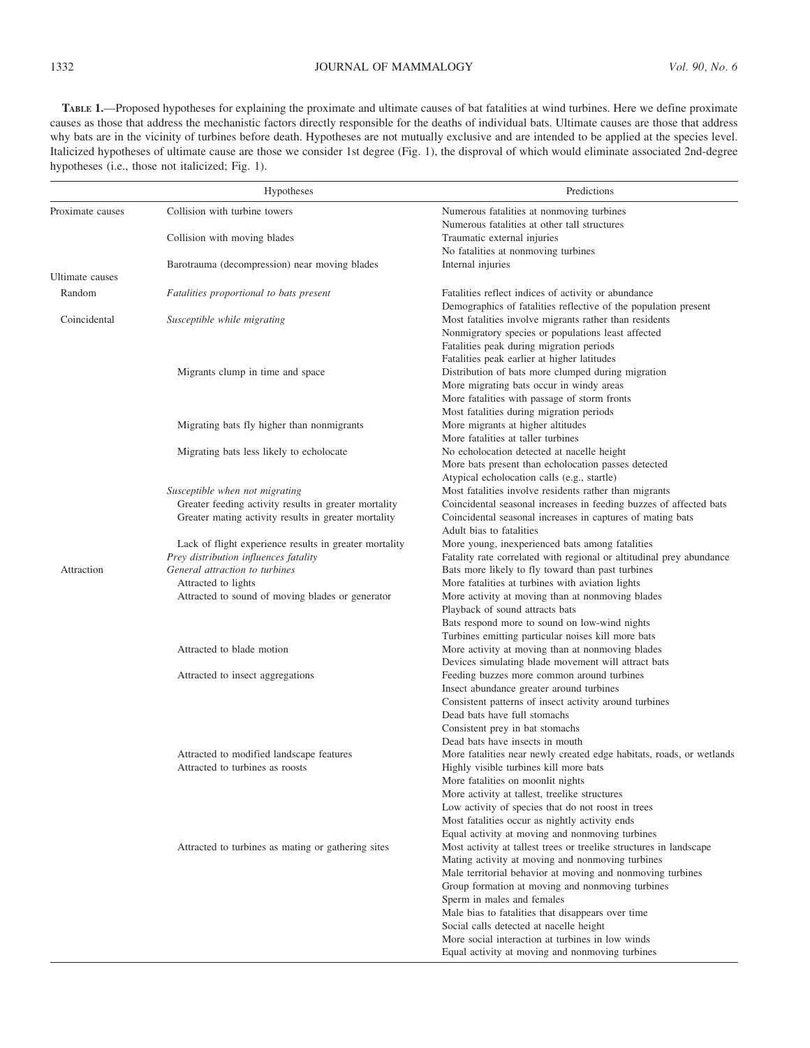**TABLE 1.**—Proposed hypotheses for explaining the proximate and ultimate causes of bat fatalities at wind turbines. Here we define proximate causes as those that address the mechanistic factors directly responsible for the deaths of individual bats. Ultimate causes are those that address why bats are in the vicinity of turbines before death. Hypotheses are not mutually exclusive and are intended to be applied at the species level. Italicized hypotheses of ultimate cause are those we consider 1st degree (Fig. 1), the disproval of which would eliminate associated 2nd-degree hypotheses (i.e., those not italicized; Fig. 1).

| | Hypotheses | Predictions |
|---|---|---|
| Proximate causes | Collision with turbine towers | Numerous fatalities at nonmoving turbines |
| | | Numerous fatalities at other tall structures |
| | Collision with moving blades | Traumatic external injuries |
| | | No fatalities at nonmoving turbines |
| | Barotrauma (decompression) near moving blades | Internal injuries |
| Ultimate causes | | |
| Random | *Fatalities proportional to bats present* | Fatalities reflect indices of activity or abundance |
| | | Demographics of fatalities reflective of the population present |
| Coincidental | *Susceptible while migrating* | Most fatalities involve migrants rather than residents |
| | | Nonmigratory species or populations least affected |
| | | Fatalities peak during migration periods |
| | | Fatalities peak earlier at higher latitudes |
| | Migrants clump in time and space | Distribution of bats more clumped during migration |
| | | More migrating bats occur in windy areas |
| | | More fatalities with passage of storm fronts |
| | | Most fatalities during migration periods |
| | Migrating bats fly higher than nonmigrants | More migrants at higher altitudes |
| | | More fatalities at taller turbines |
| | Migrating bats less likely to echolocate | No echolocation detected at nacelle height |
| | | More bats present than echolocation passes detected |
| | | Atypical echolocation calls (e.g., startle) |
| | *Susceptible when not migrating* | Most fatalities involve residents rather than migrants |
| | Greater feeding activity results in greater mortality | Coincidental seasonal increases in feeding buzzes of affected bats |
| | Greater mating activity results in greater mortality | Coincidental seasonal increases in captures of mating bats |
| | | Adult bias to fatalities |
| | Lack of flight experience results in greater mortality | More young, inexperienced bats among fatalities |
| | *Prey distribution influences fatality* | Fatality rate correlated with regional or altitudinal prey abundance |
| Attraction | *General attraction to turbines* | Bats more likely to fly toward than past turbines |
| | Attracted to lights | More fatalities at turbines with aviation lights |
| | Attracted to sound of moving blades or generator | More activity at moving than at nonmoving blades |
| | | Playback of sound attracts bats |
| | | Bats respond more to sound on low-wind nights |
| | | Turbines emitting particular noises kill more bats |
| | Attracted to blade motion | More activity at moving than at nonmoving blades |
| | | Devices simulating blade movement will attract bats |
| | Attracted to insect aggregations | Feeding buzzes more common around turbines |
| | | Insect abundance greater around turbines |
| | | Consistent patterns of insect activity around turbines |
| | | Dead bats have full stomachs |
| | | Consistent prey in bat stomachs |
| | | Dead bats have insects in mouth |
| | Attracted to modified landscape features | More fatalities near newly created edge habitats, roads, or wetlands |
| | Attracted to turbines as roosts | Highly visible turbines kill more bats |
| | | More fatalities on moonlit nights |
| | | More activity at tallest, treelike structures |
| | | Low activity of species that do not roost in trees |
| | | Most fatalities occur as nightly activity ends |
| | | Equal activity at moving and nonmoving turbines |
| | Attracted to turbines as mating or gathering sites | Most activity at tallest trees or treelike structures in landscape |
| | | Mating activity at moving and nonmoving turbines |
| | | Male territorial behavior at moving and nonmoving turbines |
| | | Group formation at moving and nonmoving turbines |
| | | Sperm in males and females |
| | | Male bias to fatalities that disappears over time |
| | | Social calls detected at nacelle height |
| | | More social interaction at turbines in low winds |
| | | Equal activity at moving and nonmoving turbines |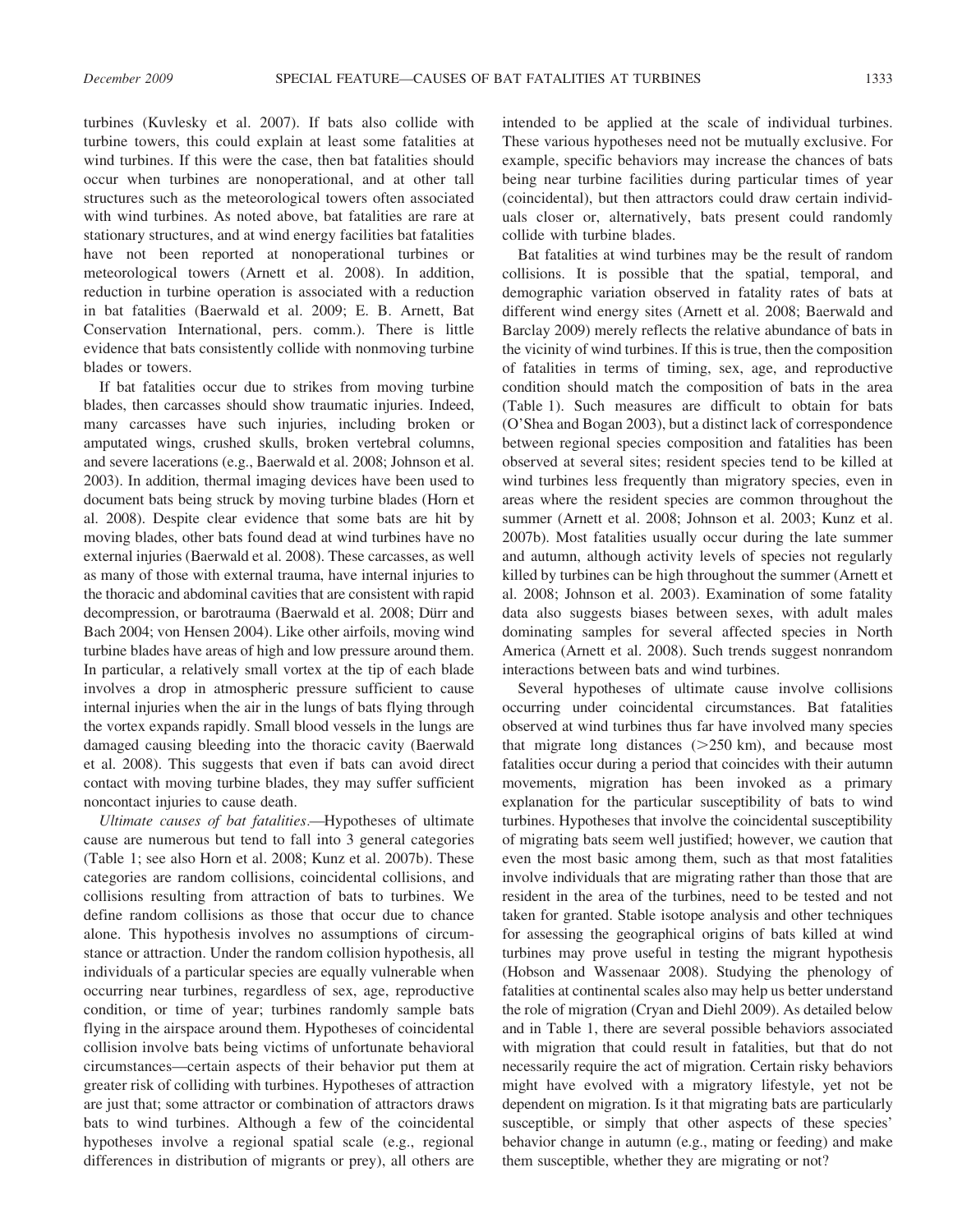turbines (Kuvlesky et al. 2007). If bats also collide with turbine towers, this could explain at least some fatalities at wind turbines. If this were the case, then bat fatalities should occur when turbines are nonoperational, and at other tall structures such as the meteorological towers often associated with wind turbines. As noted above, bat fatalities are rare at stationary structures, and at wind energy facilities bat fatalities have not been reported at nonoperational turbines or meteorological towers (Arnett et al. 2008). In addition, reduction in turbine operation is associated with a reduction in bat fatalities (Baerwald et al. 2009; E. B. Arnett, Bat Conservation International, pers. comm.). There is little evidence that bats consistently collide with nonmoving turbine blades or towers.

If bat fatalities occur due to strikes from moving turbine blades, then carcasses should show traumatic injuries. Indeed, many carcasses have such injuries, including broken or amputated wings, crushed skulls, broken vertebral columns, and severe lacerations (e.g., Baerwald et al. 2008; Johnson et al. 2003). In addition, thermal imaging devices have been used to document bats being struck by moving turbine blades (Horn et al. 2008). Despite clear evidence that some bats are hit by moving blades, other bats found dead at wind turbines have no external injuries (Baerwald et al. 2008). These carcasses, as well as many of those with external trauma, have internal injuries to the thoracic and abdominal cavities that are consistent with rapid decompression, or barotrauma (Baerwald et al. 2008; Dürr and Bach 2004; von Hensen 2004). Like other airfoils, moving wind turbine blades have areas of high and low pressure around them. In particular, a relatively small vortex at the tip of each blade involves a drop in atmospheric pressure sufficient to cause internal injuries when the air in the lungs of bats flying through the vortex expands rapidly. Small blood vessels in the lungs are damaged causing bleeding into the thoracic cavity (Baerwald et al. 2008). This suggests that even if bats can avoid direct contact with moving turbine blades, they may suffer sufficient noncontact injuries to cause death.

*Ultimate causes of bat fatalities.*—Hypotheses of ultimate cause are numerous but tend to fall into 3 general categories (Table 1; see also Horn et al. 2008; Kunz et al. 2007b). These categories are random collisions, coincidental collisions, and collisions resulting from attraction of bats to turbines. We define random collisions as those that occur due to chance alone. This hypothesis involves no assumptions of circumstance or attraction. Under the random collision hypothesis, all individuals of a particular species are equally vulnerable when occurring near turbines, regardless of sex, age, reproductive condition, or time of year; turbines randomly sample bats flying in the airspace around them. Hypotheses of coincidental collision involve bats being victims of unfortunate behavioral circumstances—certain aspects of their behavior put them at greater risk of colliding with turbines. Hypotheses of attraction are just that; some attractor or combination of attractors draws bats to wind turbines. Although a few of the coincidental hypotheses involve a regional spatial scale (e.g., regional differences in distribution of migrants or prey), all others are intended to be applied at the scale of individual turbines. These various hypotheses need not be mutually exclusive. For example, specific behaviors may increase the chances of bats being near turbine facilities during particular times of year (coincidental), but then attractors could draw certain individuals closer or, alternatively, bats present could randomly collide with turbine blades.

Bat fatalities at wind turbines may be the result of random collisions. It is possible that the spatial, temporal, and demographic variation observed in fatality rates of bats at different wind energy sites (Arnett et al. 2008; Baerwald and Barclay 2009) merely reflects the relative abundance of bats in the vicinity of wind turbines. If this is true, then the composition of fatalities in terms of timing, sex, age, and reproductive condition should match the composition of bats in the area (Table 1). Such measures are difficult to obtain for bats (O'Shea and Bogan 2003), but a distinct lack of correspondence between regional species composition and fatalities has been observed at several sites; resident species tend to be killed at wind turbines less frequently than migratory species, even in areas where the resident species are common throughout the summer (Arnett et al. 2008; Johnson et al. 2003; Kunz et al. 2007b). Most fatalities usually occur during the late summer and autumn, although activity levels of species not regularly killed by turbines can be high throughout the summer (Arnett et al. 2008; Johnson et al. 2003). Examination of some fatality data also suggests biases between sexes, with adult males dominating samples for several affected species in North America (Arnett et al. 2008). Such trends suggest nonrandom interactions between bats and wind turbines.

Several hypotheses of ultimate cause involve collisions occurring under coincidental circumstances. Bat fatalities observed at wind turbines thus far have involved many species that migrate long distances (>250 km), and because most fatalities occur during a period that coincides with their autumn movements, migration has been invoked as a primary explanation for the particular susceptibility of bats to wind turbines. Hypotheses that involve the coincidental susceptibility of migrating bats seem well justified; however, we caution that even the most basic among them, such as that most fatalities involve individuals that are migrating rather than those that are resident in the area of the turbines, need to be tested and not taken for granted. Stable isotope analysis and other techniques for assessing the geographical origins of bats killed at wind turbines may prove useful in testing the migrant hypothesis (Hobson and Wassenaar 2008). Studying the phenology of fatalities at continental scales also may help us better understand the role of migration (Cryan and Diehl 2009). As detailed below and in Table 1, there are several possible behaviors associated with migration that could result in fatalities, but that do not necessarily require the act of migration. Certain risky behaviors might have evolved with a migratory lifestyle, yet not be dependent on migration. Is it that migrating bats are particularly susceptible, or simply that other aspects of these species' behavior change in autumn (e.g., mating or feeding) and make them susceptible, whether they are migrating or not?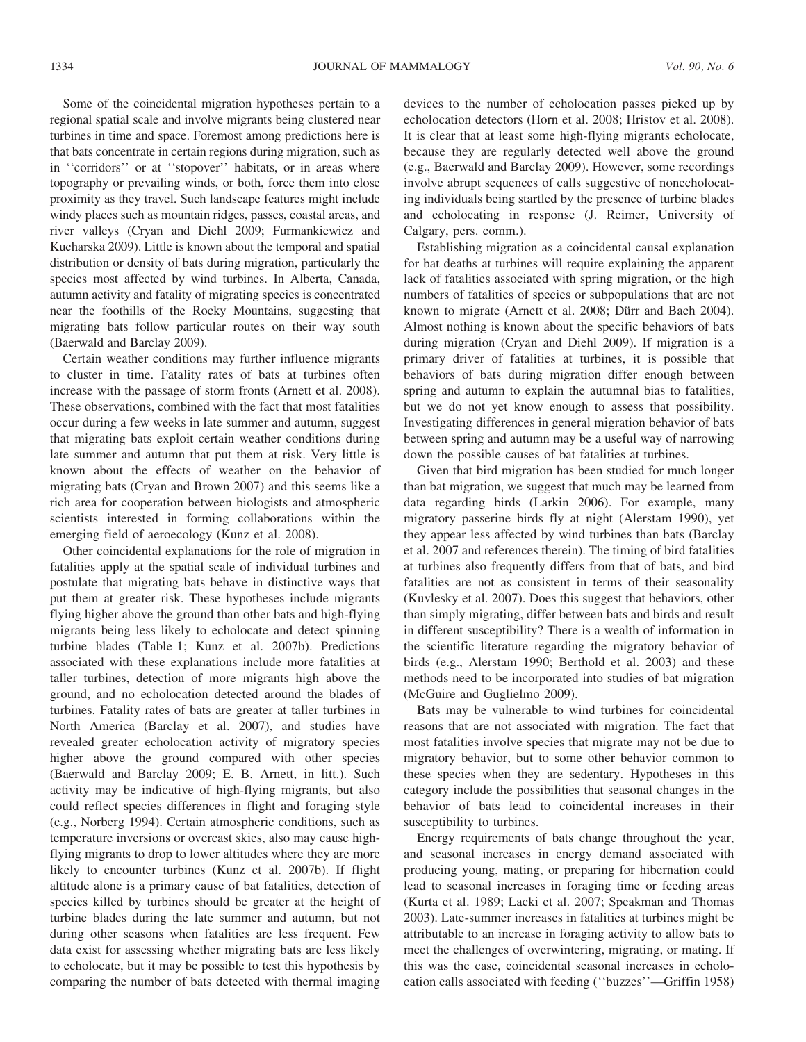Some of the coincidental migration hypotheses pertain to a regional spatial scale and involve migrants being clustered near turbines in time and space. Foremost among predictions here is that bats concentrate in certain regions during migration, such as in ''corridors'' or at ''stopover'' habitats, or in areas where topography or prevailing winds, or both, force them into close proximity as they travel. Such landscape features might include windy places such as mountain ridges, passes, coastal areas, and river valleys (Cryan and Diehl 2009; Furmankiewicz and Kucharska 2009). Little is known about the temporal and spatial distribution or density of bats during migration, particularly the species most affected by wind turbines. In Alberta, Canada, autumn activity and fatality of migrating species is concentrated near the foothills of the Rocky Mountains, suggesting that migrating bats follow particular routes on their way south (Baerwald and Barclay 2009).

Certain weather conditions may further influence migrants to cluster in time. Fatality rates of bats at turbines often increase with the passage of storm fronts (Arnett et al. 2008). These observations, combined with the fact that most fatalities occur during a few weeks in late summer and autumn, suggest that migrating bats exploit certain weather conditions during late summer and autumn that put them at risk. Very little is known about the effects of weather on the behavior of migrating bats (Cryan and Brown 2007) and this seems like a rich area for cooperation between biologists and atmospheric scientists interested in forming collaborations within the emerging field of aeroecology (Kunz et al. 2008).

Other coincidental explanations for the role of migration in fatalities apply at the spatial scale of individual turbines and postulate that migrating bats behave in distinctive ways that put them at greater risk. These hypotheses include migrants flying higher above the ground than other bats and high-flying migrants being less likely to echolocate and detect spinning turbine blades (Table 1; Kunz et al. 2007b). Predictions associated with these explanations include more fatalities at taller turbines, detection of more migrants high above the ground, and no echolocation detected around the blades of turbines. Fatality rates of bats are greater at taller turbines in North America (Barclay et al. 2007), and studies have revealed greater echolocation activity of migratory species higher above the ground compared with other species (Baerwald and Barclay 2009; E. B. Arnett, in litt.). Such activity may be indicative of high-flying migrants, but also could reflect species differences in flight and foraging style (e.g., Norberg 1994). Certain atmospheric conditions, such as temperature inversions or overcast skies, also may cause high-flying migrants to drop to lower altitudes where they are more likely to encounter turbines (Kunz et al. 2007b). If flight altitude alone is a primary cause of bat fatalities, detection of species killed by turbines should be greater at the height of turbine blades during the late summer and autumn, but not during other seasons when fatalities are less frequent. Few data exist for assessing whether migrating bats are less likely to echolocate, but it may be possible to test this hypothesis by comparing the number of bats detected with thermal imaging devices to the number of echolocation passes picked up by echolocation detectors (Horn et al. 2008; Hristov et al. 2008). It is clear that at least some high-flying migrants echolocate, because they are regularly detected well above the ground (e.g., Baerwald and Barclay 2009). However, some recordings involve abrupt sequences of calls suggestive of nonecholocating individuals being startled by the presence of turbine blades and echolocating in response (J. Reimer, University of Calgary, pers. comm.).

Establishing migration as a coincidental causal explanation for bat deaths at turbines will require explaining the apparent lack of fatalities associated with spring migration, or the high numbers of fatalities of species or subpopulations that are not known to migrate (Arnett et al. 2008; Dürr and Bach 2004). Almost nothing is known about the specific behaviors of bats during migration (Cryan and Diehl 2009). If migration is a primary driver of fatalities at turbines, it is possible that behaviors of bats during migration differ enough between spring and autumn to explain the autumnal bias to fatalities, but we do not yet know enough to assess that possibility. Investigating differences in general migration behavior of bats between spring and autumn may be a useful way of narrowing down the possible causes of bat fatalities at turbines.

Given that bird migration has been studied for much longer than bat migration, we suggest that much may be learned from data regarding birds (Larkin 2006). For example, many migratory passerine birds fly at night (Alerstam 1990), yet they appear less affected by wind turbines than bats (Barclay et al. 2007 and references therein). The timing of bird fatalities at turbines also frequently differs from that of bats, and bird fatalities are not as consistent in terms of their seasonality (Kuvlesky et al. 2007). Does this suggest that behaviors, other than simply migrating, differ between bats and birds and result in different susceptibility? There is a wealth of information in the scientific literature regarding the migratory behavior of birds (e.g., Alerstam 1990; Berthold et al. 2003) and these methods need to be incorporated into studies of bat migration (McGuire and Guglielmo 2009).

Bats may be vulnerable to wind turbines for coincidental reasons that are not associated with migration. The fact that most fatalities involve species that migrate may not be due to migratory behavior, but to some other behavior common to these species when they are sedentary. Hypotheses in this category include the possibilities that seasonal changes in the behavior of bats lead to coincidental increases in their susceptibility to turbines.

Energy requirements of bats change throughout the year, and seasonal increases in energy demand associated with producing young, mating, or preparing for hibernation could lead to seasonal increases in foraging time or feeding areas (Kurta et al. 1989; Lacki et al. 2007; Speakman and Thomas 2003). Late-summer increases in fatalities at turbines might be attributable to an increase in foraging activity to allow bats to meet the challenges of overwintering, migrating, or mating. If this was the case, coincidental seasonal increases in echolocation calls associated with feeding (''buzzes''—Griffin 1958)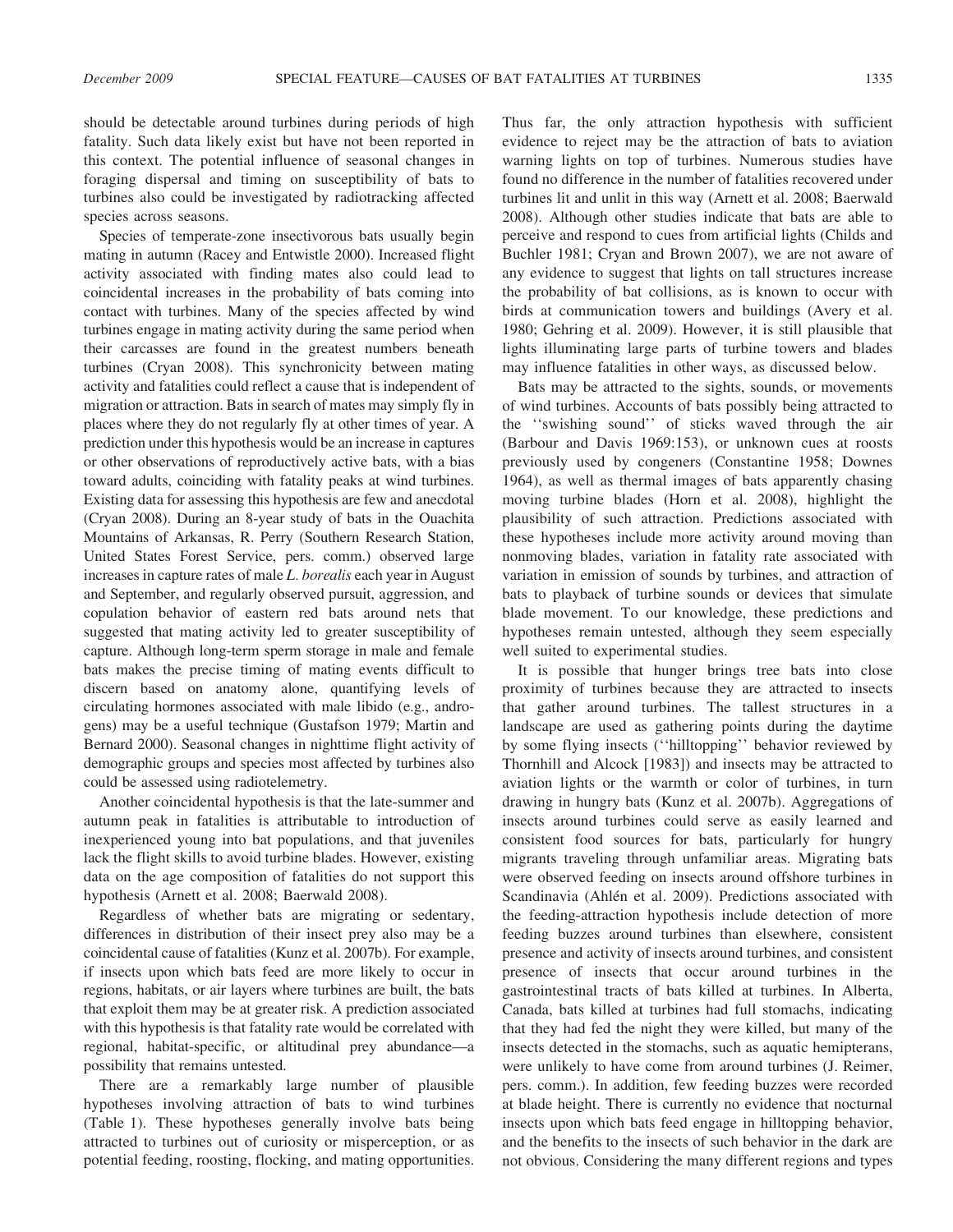should be detectable around turbines during periods of high fatality. Such data likely exist but have not been reported in this context. The potential influence of seasonal changes in foraging dispersal and timing on susceptibility of bats to turbines also could be investigated by radiotracking affected species across seasons.

Species of temperate-zone insectivorous bats usually begin mating in autumn (Racey and Entwistle 2000). Increased flight activity associated with finding mates also could lead to coincidental increases in the probability of bats coming into contact with turbines. Many of the species affected by wind turbines engage in mating activity during the same period when their carcasses are found in the greatest numbers beneath turbines (Cryan 2008). This synchronicity between mating activity and fatalities could reflect a cause that is independent of migration or attraction. Bats in search of mates may simply fly in places where they do not regularly fly at other times of year. A prediction under this hypothesis would be an increase in captures or other observations of reproductively active bats, with a bias toward adults, coinciding with fatality peaks at wind turbines. Existing data for assessing this hypothesis are few and anecdotal (Cryan 2008). During an 8-year study of bats in the Ouachita Mountains of Arkansas, R. Perry (Southern Research Station, United States Forest Service, pers. comm.) observed large increases in capture rates of male *L. borealis* each year in August and September, and regularly observed pursuit, aggression, and copulation behavior of eastern red bats around nets that suggested that mating activity led to greater susceptibility of capture. Although long-term sperm storage in male and female bats makes the precise timing of mating events difficult to discern based on anatomy alone, quantifying levels of circulating hormones associated with male libido (e.g., androgens) may be a useful technique (Gustafson 1979; Martin and Bernard 2000). Seasonal changes in nighttime flight activity of demographic groups and species most affected by turbines also could be assessed using radiotelemetry.

Another coincidental hypothesis is that the late-summer and autumn peak in fatalities is attributable to introduction of inexperienced young into bat populations, and that juveniles lack the flight skills to avoid turbine blades. However, existing data on the age composition of fatalities do not support this hypothesis (Arnett et al. 2008; Baerwald 2008).

Regardless of whether bats are migrating or sedentary, differences in distribution of their insect prey also may be a coincidental cause of fatalities (Kunz et al. 2007b). For example, if insects upon which bats feed are more likely to occur in regions, habitats, or air layers where turbines are built, the bats that exploit them may be at greater risk. A prediction associated with this hypothesis is that fatality rate would be correlated with regional, habitat-specific, or altitudinal prey abundance—a possibility that remains untested.

There are a remarkably large number of plausible hypotheses involving attraction of bats to wind turbines (Table 1). These hypotheses generally involve bats being attracted to turbines out of curiosity or misperception, or as potential feeding, roosting, flocking, and mating opportunities. Thus far, the only attraction hypothesis with sufficient evidence to reject may be the attraction of bats to aviation warning lights on top of turbines. Numerous studies have found no difference in the number of fatalities recovered under turbines lit and unlit in this way (Arnett et al. 2008; Baerwald 2008). Although other studies indicate that bats are able to perceive and respond to cues from artificial lights (Childs and Buchler 1981; Cryan and Brown 2007), we are not aware of any evidence to suggest that lights on tall structures increase the probability of bat collisions, as is known to occur with birds at communication towers and buildings (Avery et al. 1980; Gehring et al. 2009). However, it is still plausible that lights illuminating large parts of turbine towers and blades may influence fatalities in other ways, as discussed below.

Bats may be attracted to the sights, sounds, or movements of wind turbines. Accounts of bats possibly being attracted to the ''swishing sound'' of sticks waved through the air (Barbour and Davis 1969:153), or unknown cues at roosts previously used by congeners (Constantine 1958; Downes 1964), as well as thermal images of bats apparently chasing moving turbine blades (Horn et al. 2008), highlight the plausibility of such attraction. Predictions associated with these hypotheses include more activity around moving than nonmoving blades, variation in fatality rate associated with variation in emission of sounds by turbines, and attraction of bats to playback of turbine sounds or devices that simulate blade movement. To our knowledge, these predictions and hypotheses remain untested, although they seem especially well suited to experimental studies.

It is possible that hunger brings tree bats into close proximity of turbines because they are attracted to insects that gather around turbines. The tallest structures in a landscape are used as gathering points during the daytime by some flying insects (''hilltopping'' behavior reviewed by Thornhill and Alcock [1983]) and insects may be attracted to aviation lights or the warmth or color of turbines, in turn drawing in hungry bats (Kunz et al. 2007b). Aggregations of insects around turbines could serve as easily learned and consistent food sources for bats, particularly for hungry migrants traveling through unfamiliar areas. Migrating bats were observed feeding on insects around offshore turbines in Scandinavia (Ahlén et al. 2009). Predictions associated with the feeding-attraction hypothesis include detection of more feeding buzzes around turbines than elsewhere, consistent presence and activity of insects around turbines, and consistent presence of insects that occur around turbines in the gastrointestinal tracts of bats killed at turbines. In Alberta, Canada, bats killed at turbines had full stomachs, indicating that they had fed the night they were killed, but many of the insects detected in the stomachs, such as aquatic hemipterans, were unlikely to have come from around turbines (J. Reimer, pers. comm.). In addition, few feeding buzzes were recorded at blade height. There is currently no evidence that nocturnal insects upon which bats feed engage in hilltopping behavior, and the benefits to the insects of such behavior in the dark are not obvious. Considering the many different regions and types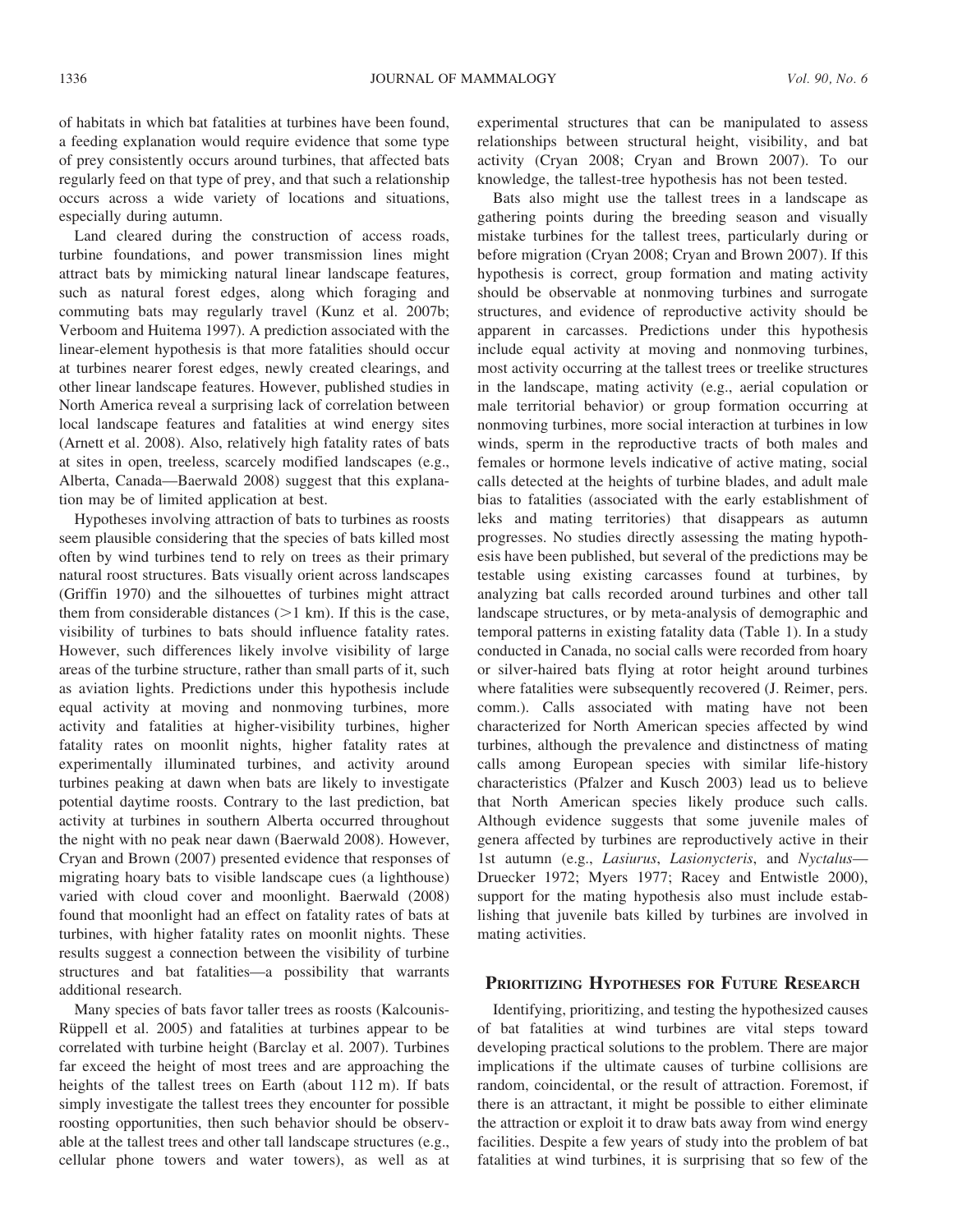of habitats in which bat fatalities at turbines have been found, a feeding explanation would require evidence that some type of prey consistently occurs around turbines, that affected bats regularly feed on that type of prey, and that such a relationship occurs across a wide variety of locations and situations, especially during autumn.

Land cleared during the construction of access roads, turbine foundations, and power transmission lines might attract bats by mimicking natural linear landscape features, such as natural forest edges, along which foraging and commuting bats may regularly travel (Kunz et al. 2007b; Verboom and Huitema 1997). A prediction associated with the linear-element hypothesis is that more fatalities should occur at turbines nearer forest edges, newly created clearings, and other linear landscape features. However, published studies in North America reveal a surprising lack of correlation between local landscape features and fatalities at wind energy sites (Arnett et al. 2008). Also, relatively high fatality rates of bats at sites in open, treeless, scarcely modified landscapes (e.g., Alberta, Canada—Baerwald 2008) suggest that this explanation may be of limited application at best.

Hypotheses involving attraction of bats to turbines as roosts seem plausible considering that the species of bats killed most often by wind turbines tend to rely on trees as their primary natural roost structures. Bats visually orient across landscapes (Griffin 1970) and the silhouettes of turbines might attract them from considerable distances (>1 km). If this is the case, visibility of turbines to bats should influence fatality rates. However, such differences likely involve visibility of large areas of the turbine structure, rather than small parts of it, such as aviation lights. Predictions under this hypothesis include equal activity at moving and nonmoving turbines, more activity and fatalities at higher-visibility turbines, higher fatality rates on moonlit nights, higher fatality rates at experimentally illuminated turbines, and activity around turbines peaking at dawn when bats are likely to investigate potential daytime roosts. Contrary to the last prediction, bat activity at turbines in southern Alberta occurred throughout the night with no peak near dawn (Baerwald 2008). However, Cryan and Brown (2007) presented evidence that responses of migrating hoary bats to visible landscape cues (a lighthouse) varied with cloud cover and moonlight. Baerwald (2008) found that moonlight had an effect on fatality rates of bats at turbines, with higher fatality rates on moonlit nights. These results suggest a connection between the visibility of turbine structures and bat fatalities—a possibility that warrants additional research.

Many species of bats favor taller trees as roosts (Kalcounis-Rüppell et al. 2005) and fatalities at turbines appear to be correlated with turbine height (Barclay et al. 2007). Turbines far exceed the height of most trees and are approaching the heights of the tallest trees on Earth (about 112 m). If bats simply investigate the tallest trees they encounter for possible roosting opportunities, then such behavior should be observable at the tallest trees and other tall landscape structures (e.g., cellular phone towers and water towers), as well as at experimental structures that can be manipulated to assess relationships between structural height, visibility, and bat activity (Cryan 2008; Cryan and Brown 2007). To our knowledge, the tallest-tree hypothesis has not been tested.

Bats also might use the tallest trees in a landscape as gathering points during the breeding season and visually mistake turbines for the tallest trees, particularly during or before migration (Cryan 2008; Cryan and Brown 2007). If this hypothesis is correct, group formation and mating activity should be observable at nonmoving turbines and surrogate structures, and evidence of reproductive activity should be apparent in carcasses. Predictions under this hypothesis include equal activity at moving and nonmoving turbines, most activity occurring at the tallest trees or treelike structures in the landscape, mating activity (e.g., aerial copulation or male territorial behavior) or group formation occurring at nonmoving turbines, more social interaction at turbines in low winds, sperm in the reproductive tracts of both males and females or hormone levels indicative of active mating, social calls detected at the heights of turbine blades, and adult male bias to fatalities (associated with the early establishment of leks and mating territories) that disappears as autumn progresses. No studies directly assessing the mating hypothesis have been published, but several of the predictions may be testable using existing carcasses found at turbines, by analyzing bat calls recorded around turbines and other tall landscape structures, or by meta-analysis of demographic and temporal patterns in existing fatality data (Table 1). In a study conducted in Canada, no social calls were recorded from hoary or silver-haired bats flying at rotor height around turbines where fatalities were subsequently recovered (J. Reimer, pers. comm.). Calls associated with mating have not been characterized for North American species affected by wind turbines, although the prevalence and distinctness of mating calls among European species with similar life-history characteristics (Pfalzer and Kusch 2003) lead us to believe that North American species likely produce such calls. Although evidence suggests that some juvenile males of genera affected by turbines are reproductively active in their 1st autumn (e.g., *Lasiurus*, *Lasionycteris*, and *Nyctalus*—Druecker 1972; Myers 1977; Racey and Entwistle 2000), support for the mating hypothesis also must include establishing that juvenile bats killed by turbines are involved in mating activities.

## Prioritizing Hypotheses for Future Research

Identifying, prioritizing, and testing the hypothesized causes of bat fatalities at wind turbines are vital steps toward developing practical solutions to the problem. There are major implications if the ultimate causes of turbine collisions are random, coincidental, or the result of attraction. Foremost, if there is an attractant, it might be possible to either eliminate the attraction or exploit it to draw bats away from wind energy facilities. Despite a few years of study into the problem of bat fatalities at wind turbines, it is surprising that so few of the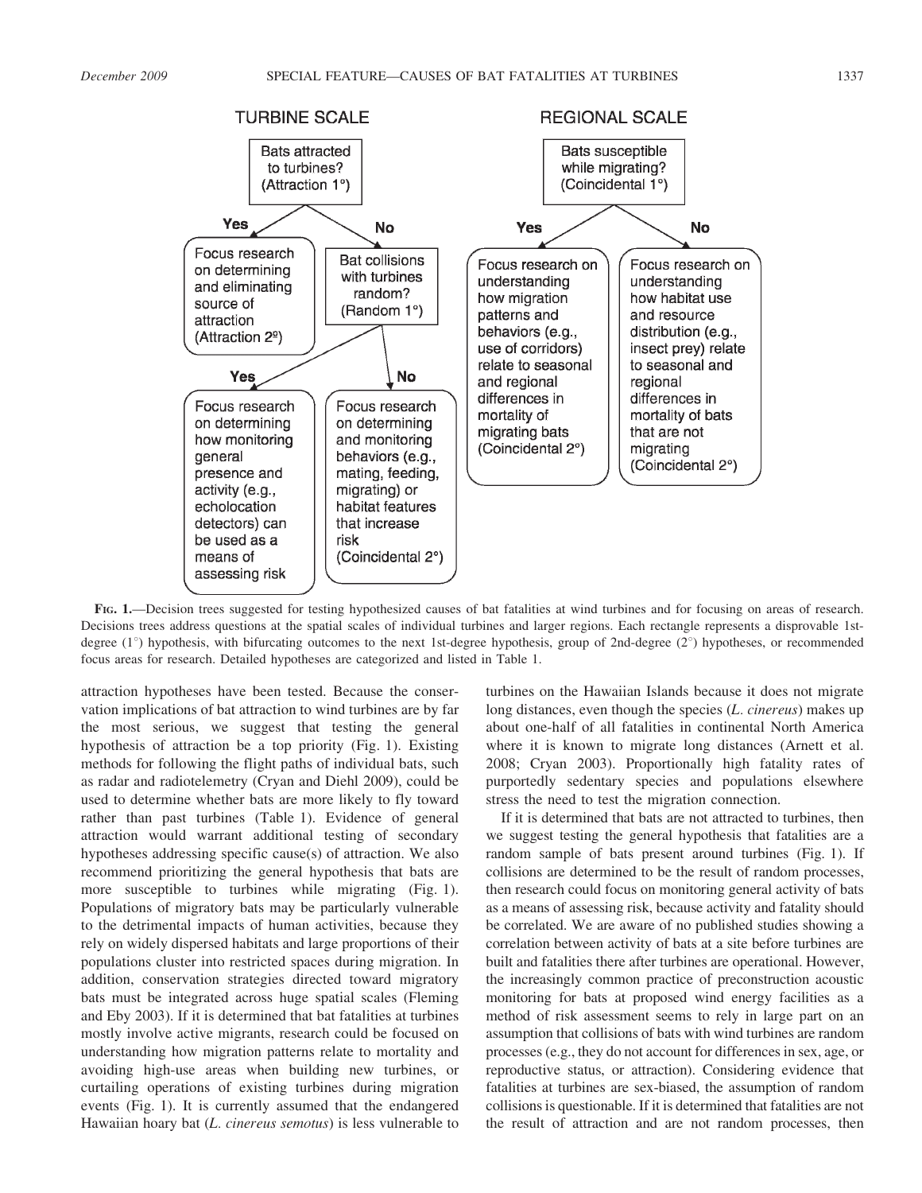TURNING SCALE

TURBINE SCALE

Bats attracted to turbines? (Attraction 1°)

Yes

No

Focus research on determining and eliminating source of attraction (Attraction 2°)

Bat collisions with turbines random? (Random 1°)

Yes

No

Focus research on determining how monitoring general presence and activity (e.g., echolocation detectors) can be used as a means of assessing risk

Focus research on determining and monitoring behaviors (e.g., mating, feeding, migrating) or habitat features that increase risk (Coincidental 2°)

REGIONAL SCALE

Bats susceptible while migrating? (Coincidental 1°)

Yes

No

Focus research on understanding how migration patterns and behaviors (e.g., use of corridors) relate to seasonal and regional differences in mortality of migrating bats (Coincidental 2°)

Focus research on understanding how habitat use and resource distribution (e.g., insect prey) relate to seasonal and regional differences in mortality of bats that are not migrating (Coincidental 2°)

**FIG. 1.**—Decision trees suggested for testing hypothesized causes of bat fatalities at wind turbines and for focusing on areas of research. Decisions trees address questions at the spatial scales of individual turbines and larger regions. Each rectangle represents a disprovable 1st-degree (1°) hypothesis, with bifurcating outcomes to the next 1st-degree hypothesis, group of 2nd-degree (2°) hypotheses, or recommended focus areas for research. Detailed hypotheses are categorized and listed in Table 1.

attraction hypotheses have been tested. Because the conservation implications of bat attraction to wind turbines are by far the most serious, we suggest that testing the general hypothesis of attraction be a top priority (Fig. 1). Existing methods for following the flight paths of individual bats, such as radar and radiotelemetry (Cryan and Diehl 2009), could be used to determine whether bats are more likely to fly toward rather than past turbines (Table 1). Evidence of general attraction would warrant additional testing of secondary hypotheses addressing specific cause(s) of attraction. We also recommend prioritizing the general hypothesis that bats are more susceptible to turbines while migrating (Fig. 1). Populations of migratory bats may be particularly vulnerable to the detrimental impacts of human activities, because they rely on widely dispersed habitats and large proportions of their populations cluster into restricted spaces during migration. In addition, conservation strategies directed toward migratory bats must be integrated across huge spatial scales (Fleming and Eby 2003). If it is determined that bat fatalities at turbines mostly involve active migrants, research could be focused on understanding how migration patterns relate to mortality and avoiding high-use areas when building new turbines, or curtailing operations of existing turbines during migration events (Fig. 1). It is currently assumed that the endangered Hawaiian hoary bat (*L. cinereus semotus*) is less vulnerable to turbines on the Hawaiian Islands because it does not migrate long distances, even though the species (*L. cinereus*) makes up about one-half of all fatalities in continental North America where it is known to migrate long distances (Arnett et al. 2008; Cryan 2003). Proportionally high fatality rates of purportedly sedentary species and populations elsewhere stress the need to test the migration connection.

If it is determined that bats are not attracted to turbines, then we suggest testing the general hypothesis that fatalities are a random sample of bats present around turbines (Fig. 1). If collisions are determined to be the result of random processes, then research could focus on monitoring general activity of bats as a means of assessing risk, because activity and fatality should be correlated. We are aware of no published studies showing a correlation between activity of bats at a site before turbines are built and fatalities there after turbines are operational. However, the increasingly common practice of preconstruction acoustic monitoring for bats at proposed wind energy facilities as a method of risk assessment seems to rely in large part on an assumption that collisions of bats with wind turbines are random processes (e.g., they do not account for differences in sex, age, or reproductive status, or attraction). Considering evidence that fatalities at turbines are sex-biased, the assumption of random collisions is questionable. If it is determined that fatalities are not the result of attraction and are not random processes, then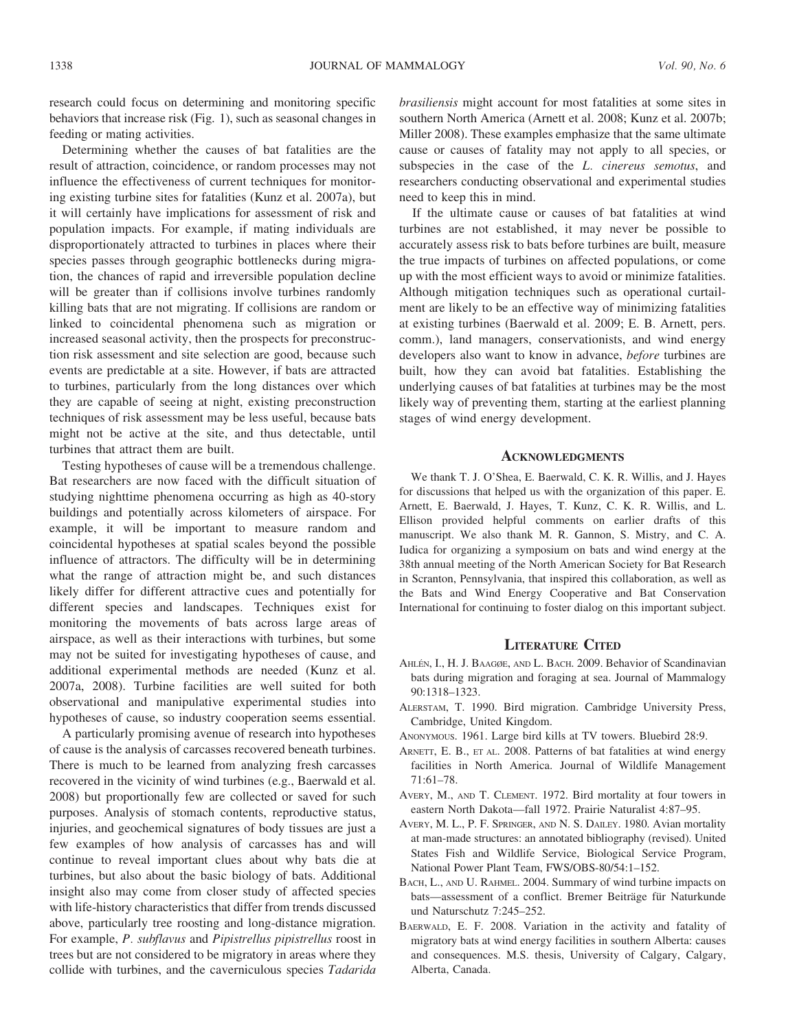research could focus on determining and monitoring specific behaviors that increase risk (Fig. 1), such as seasonal changes in feeding or mating activities.

Determining whether the causes of bat fatalities are the result of attraction, coincidence, or random processes may not influence the effectiveness of current techniques for monitoring existing turbine sites for fatalities (Kunz et al. 2007a), but it will certainly have implications for assessment of risk and population impacts. For example, if mating individuals are disproportionately attracted to turbines in places where their species passes through geographic bottlenecks during migration, the chances of rapid and irreversible population decline will be greater than if collisions involve turbines randomly killing bats that are not migrating. If collisions are random or linked to coincidental phenomena such as migration or increased seasonal activity, then the prospects for preconstruction risk assessment and site selection are good, because such events are predictable at a site. However, if bats are attracted to turbines, particularly from the long distances over which they are capable of seeing at night, existing preconstruction techniques of risk assessment may be less useful, because bats might not be active at the site, and thus detectable, until turbines that attract them are built.

Testing hypotheses of cause will be a tremendous challenge. Bat researchers are now faced with the difficult situation of studying nighttime phenomena occurring as high as 40-story buildings and potentially across kilometers of airspace. For example, it will be important to measure random and coincidental hypotheses at spatial scales beyond the possible influence of attractors. The difficulty will be in determining what the range of attraction might be, and such distances likely differ for different attractive cues and potentially for different species and landscapes. Techniques exist for monitoring the movements of bats across large areas of airspace, as well as their interactions with turbines, but some may not be suited for investigating hypotheses of cause, and additional experimental methods are needed (Kunz et al. 2007a, 2008). Turbine facilities are well suited for both observational and manipulative experimental studies into hypotheses of cause, so industry cooperation seems essential.

A particularly promising avenue of research into hypotheses of cause is the analysis of carcasses recovered beneath turbines. There is much to be learned from analyzing fresh carcasses recovered in the vicinity of wind turbines (e.g., Baerwald et al. 2008) but proportionally few are collected or saved for such purposes. Analysis of stomach contents, reproductive status, injuries, and geochemical signatures of body tissues are just a few examples of how analysis of carcasses has and will continue to reveal important clues about why bats die at turbines, but also about the basic biology of bats. Additional insight also may come from closer study of affected species with life-history characteristics that differ from trends discussed above, particularly tree roosting and long-distance migration. For example, *P. subflavus* and *Pipistrellus pipistrellus* roost in trees but are not considered to be migratory in areas where they collide with turbines, and the caverniculous species *Tadarida brasiliensis* might account for most fatalities at some sites in southern North America (Arnett et al. 2008; Kunz et al. 2007b; Miller 2008). These examples emphasize that the same ultimate cause or causes of fatality may not apply to all species, or subspecies in the case of the *L. cinereus semotus*, and researchers conducting observational and experimental studies need to keep this in mind.

If the ultimate cause or causes of bat fatalities at wind turbines are not established, it may never be possible to accurately assess risk to bats before turbines are built, measure the true impacts of turbines on affected populations, or come up with the most efficient ways to avoid or minimize fatalities. Although mitigation techniques such as operational curtailment are likely to be an effective way of minimizing fatalities at existing turbines (Baerwald et al. 2009; E. B. Arnett, pers. comm.), land managers, conservationists, and wind energy developers also want to know in advance, *before* turbines are built, how they can avoid bat fatalities. Establishing the underlying causes of bat fatalities at turbines may be the most likely way of preventing them, starting at the earliest planning stages of wind energy development.

## Acknowledgments

We thank T. J. O'Shea, E. Baerwald, C. K. R. Willis, and J. Hayes for discussions that helped us with the organization of this paper. E. Arnett, E. Baerwald, J. Hayes, T. Kunz, C. K. R. Willis, and L. Ellison provided helpful comments on earlier drafts of this manuscript. We also thank M. R. Gannon, S. Mistry, and C. A. Iudica for organizing a symposium on bats and wind energy at the 38th annual meeting of the North American Society for Bat Research in Scranton, Pennsylvania, that inspired this collaboration, as well as the Bats and Wind Energy Cooperative and Bat Conservation International for continuing to foster dialog on this important subject.

## Literature Cited

Ahlén, I., H. J. Baagøe, and L. Bach. 2009. Behavior of Scandinavian bats during migration and foraging at sea. Journal of Mammalogy 90:1318–1323.

Alerstam, T. 1990. Bird migration. Cambridge University Press, Cambridge, United Kingdom.

Anonymous. 1961. Large bird kills at TV towers. Bluebird 28:9.

Arnett, E. B., et al. 2008. Patterns of bat fatalities at wind energy facilities in North America. Journal of Wildlife Management 71:61–78.

Avery, M., and T. Clement. 1972. Bird mortality at four towers in eastern North Dakota—fall 1972. Prairie Naturalist 4:87–95.

Avery, M. L., P. F. Springer, and N. S. Dailey. 1980. Avian mortality at man-made structures: an annotated bibliography (revised). United States Fish and Wildlife Service, Biological Service Program, National Power Plant Team, FWS/OBS-80/54:1–152.

Bach, L., and U. Rahmel. 2004. Summary of wind turbine impacts on bats—assessment of a conflict. Bremer Beiträge für Naturkunde und Naturschutz 7:245–252.

Baerwald, E. F. 2008. Variation in the activity and fatality of migratory bats at wind energy facilities in southern Alberta: causes and consequences. M.S. thesis, University of Calgary, Calgary, Alberta, Canada.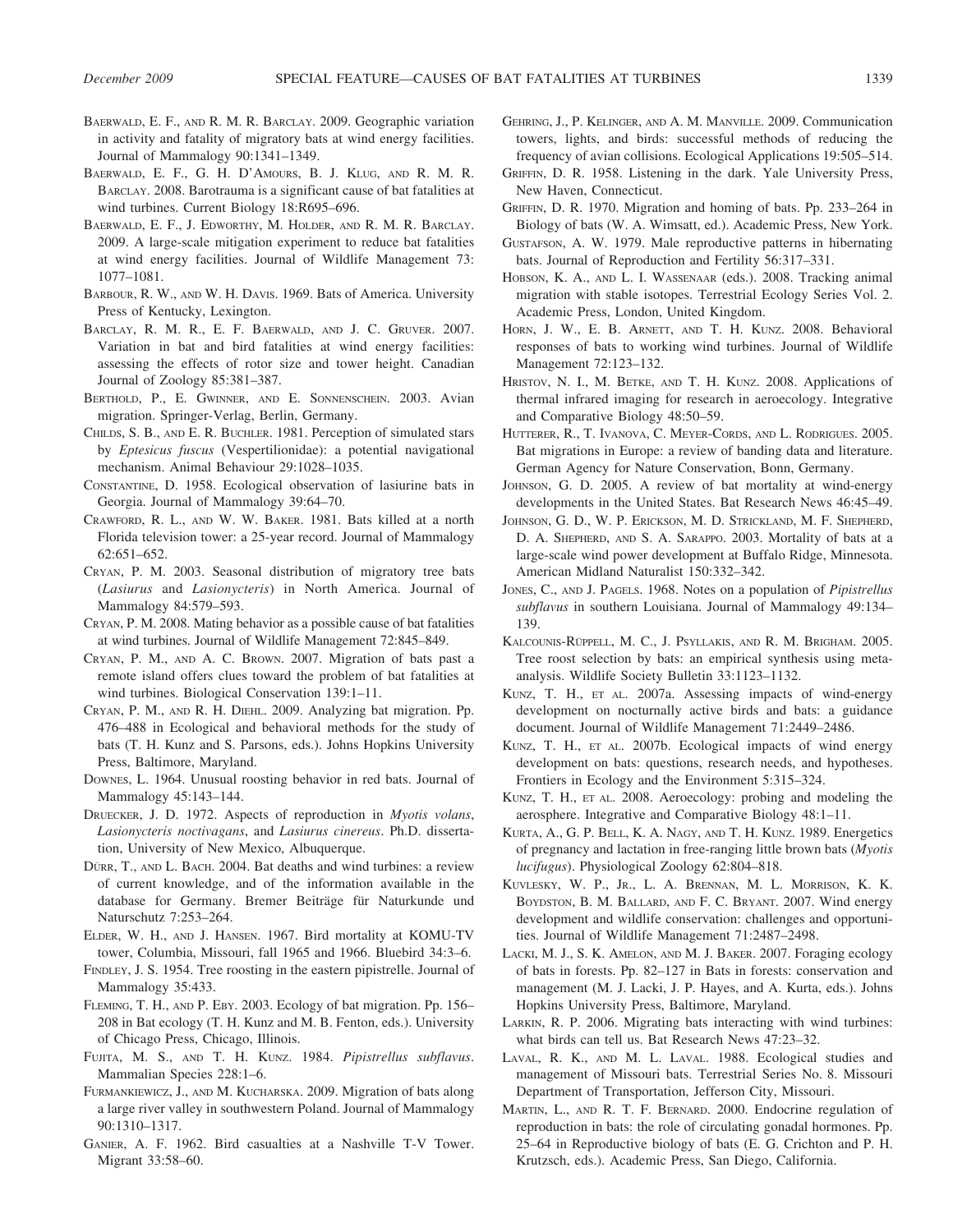Baerwald, E. F., and R. M. R. Barclay. 2009. Geographic variation in activity and fatality of migratory bats at wind energy facilities. Journal of Mammalogy 90:1341–1349.

Baerwald, E. F., G. H. D'Amours, B. J. Klug, and R. M. R. Barclay. 2008. Barotrauma is a significant cause of bat fatalities at wind turbines. Current Biology 18:R695–696.

Baerwald, E. F., J. Edworthy, M. Holder, and R. M. R. Barclay. 2009. A large-scale mitigation experiment to reduce bat fatalities at wind energy facilities. Journal of Wildlife Management 73: 1077–1081.

Barbour, R. W., and W. H. Davis. 1969. Bats of America. University Press of Kentucky, Lexington.

Barclay, R. M. R., E. F. Baerwald, and J. C. Gruver. 2007. Variation in bat and bird fatalities at wind energy facilities: assessing the effects of rotor size and tower height. Canadian Journal of Zoology 85:381–387.

Berthold, P., E. Gwinner, and E. Sonnenschein. 2003. Avian migration. Springer-Verlag, Berlin, Germany.

Childs, S. B., and E. R. Buchler. 1981. Perception of simulated stars by *Eptesicus fuscus* (Vespertilionidae): a potential navigational mechanism. Animal Behaviour 29:1028–1035.

Constantine, D. 1958. Ecological observation of lasiurine bats in Georgia. Journal of Mammalogy 39:64–70.

Crawford, R. L., and W. W. Baker. 1981. Bats killed at a north Florida television tower: a 25-year record. Journal of Mammalogy 62:651–652.

Cryan, P. M. 2003. Seasonal distribution of migratory tree bats (*Lasiurus* and *Lasionycteris*) in North America. Journal of Mammalogy 84:579–593.

Cryan, P. M. 2008. Mating behavior as a possible cause of bat fatalities at wind turbines. Journal of Wildlife Management 72:845–849.

Cryan, P. M., and A. C. Brown. 2007. Migration of bats past a remote island offers clues toward the problem of bat fatalities at wind turbines. Biological Conservation 139:1–11.

Cryan, P. M., and R. H. Diehl. 2009. Analyzing bat migration. Pp. 476–488 in Ecological and behavioral methods for the study of bats (T. H. Kunz and S. Parsons, eds.). Johns Hopkins University Press, Baltimore, Maryland.

Downes, L. 1964. Unusual roosting behavior in red bats. Journal of Mammalogy 45:143–144.

Druecker, J. D. 1972. Aspects of reproduction in *Myotis volans*, *Lasionycteris noctivagans*, and *Lasiurus cinereus*. Ph.D. dissertation, University of New Mexico, Albuquerque.

Dürr, T., and L. Bach. 2004. Bat deaths and wind turbines: a review of current knowledge, and of the information available in the database for Germany. Bremer Beiträge für Naturkunde und Naturschutz 7:253–264.

Elder, W. H., and J. Hansen. 1967. Bird mortality at KOMU-TV tower, Columbia, Missouri, fall 1965 and 1966. Bluebird 34:3–6.

Findley, J. S. 1954. Tree roosting in the eastern pipistrelle. Journal of Mammalogy 35:433.

Fleming, T. H., and P. Eby. 2003. Ecology of bat migration. Pp. 156–208 in Bat ecology (T. H. Kunz and M. B. Fenton, eds.). University of Chicago Press, Chicago, Illinois.

Fujita, M. S., and T. H. Kunz. 1984. *Pipistrellus subflavus*. Mammalian Species 228:1–6.

Furmankiewicz, J., and M. Kucharska. 2009. Migration of bats along a large river valley in southwestern Poland. Journal of Mammalogy 90:1310–1317.

Ganier, A. F. 1962. Bird casualties at a Nashville T-V Tower. Migrant 33:58–60.

Gehring, J., P. Kelinger, and A. M. Manville. 2009. Communication towers, lights, and birds: successful methods of reducing the frequency of avian collisions. Ecological Applications 19:505–514.

Griffin, D. R. 1958. Listening in the dark. Yale University Press, New Haven, Connecticut.

Griffin, D. R. 1970. Migration and homing of bats. Pp. 233–264 in Biology of bats (W. A. Wimsatt, ed.). Academic Press, New York.

Gustafson, A. W. 1979. Male reproductive patterns in hibernating bats. Journal of Reproduction and Fertility 56:317–331.

Hobson, K. A., and L. I. Wassenaar (eds.). 2008. Tracking animal migration with stable isotopes. Terrestrial Ecology Series Vol. 2. Academic Press, London, United Kingdom.

Horn, J. W., E. B. Arnett, and T. H. Kunz. 2008. Behavioral responses of bats to working wind turbines. Journal of Wildlife Management 72:123–132.

Hristov, N. I., M. Betke, and T. H. Kunz. 2008. Applications of thermal infrared imaging for research in aeroecology. Integrative and Comparative Biology 48:50–59.

Hutterer, R., T. Ivanova, C. Meyer-Cords, and L. Rodrigues. 2005. Bat migrations in Europe: a review of banding data and literature. German Agency for Nature Conservation, Bonn, Germany.

Johnson, G. D. 2005. A review of bat mortality at wind-energy developments in the United States. Bat Research News 46:45–49.

Johnson, G. D., W. P. Erickson, M. D. Strickland, M. F. Shepherd, D. A. Shepherd, and S. A. Sarappo. 2003. Mortality of bats at a large-scale wind power development at Buffalo Ridge, Minnesota. American Midland Naturalist 150:332–342.

Jones, C., and J. Pagels. 1968. Notes on a population of *Pipistrellus subflavus* in southern Louisiana. Journal of Mammalogy 49:134–139.

Kalcounis-Rüppell, M. C., J. Psyllakis, and R. M. Brigham. 2005. Tree roost selection by bats: an empirical synthesis using meta-analysis. Wildlife Society Bulletin 33:1123–1132.

Kunz, T. H., et al. 2007a. Assessing impacts of wind-energy development on nocturnally active birds and bats: a guidance document. Journal of Wildlife Management 71:2449–2486.

Kunz, T. H., et al. 2007b. Ecological impacts of wind energy development on bats: questions, research needs, and hypotheses. Frontiers in Ecology and the Environment 5:315–324.

Kunz, T. H., et al. 2008. Aeroecology: probing and modeling the aerosphere. Integrative and Comparative Biology 48:1–11.

Kurta, A., G. P. Bell, K. A. Nagy, and T. H. Kunz. 1989. Energetics of pregnancy and lactation in free-ranging little brown bats (*Myotis lucifugus*). Physiological Zoology 62:804–818.

Kuvlesky, W. P., Jr., L. A. Brennan, M. L. Morrison, K. K. Boydston, B. M. Ballard, and F. C. Bryant. 2007. Wind energy development and wildlife conservation: challenges and opportunities. Journal of Wildlife Management 71:2487–2498.

Lacki, M. J., S. K. Amelon, and M. J. Baker. 2007. Foraging ecology of bats in forests. Pp. 82–127 in Bats in forests: conservation and management (M. J. Lacki, J. P. Hayes, and A. Kurta, eds.). Johns Hopkins University Press, Baltimore, Maryland.

Larkin, R. P. 2006. Migrating bats interacting with wind turbines: what birds can tell us. Bat Research News 47:23–32.

Laval, R. K., and M. L. Laval. 1988. Ecological studies and management of Missouri bats. Terrestrial Series No. 8. Missouri Department of Transportation, Jefferson City, Missouri.

Martin, L., and R. T. F. Bernard. 2000. Endocrine regulation of reproduction in bats: the role of circulating gonadal hormones. Pp. 25–64 in Reproductive biology of bats (E. G. Crichton and P. H. Krutzsch, eds.). Academic Press, San Diego, California.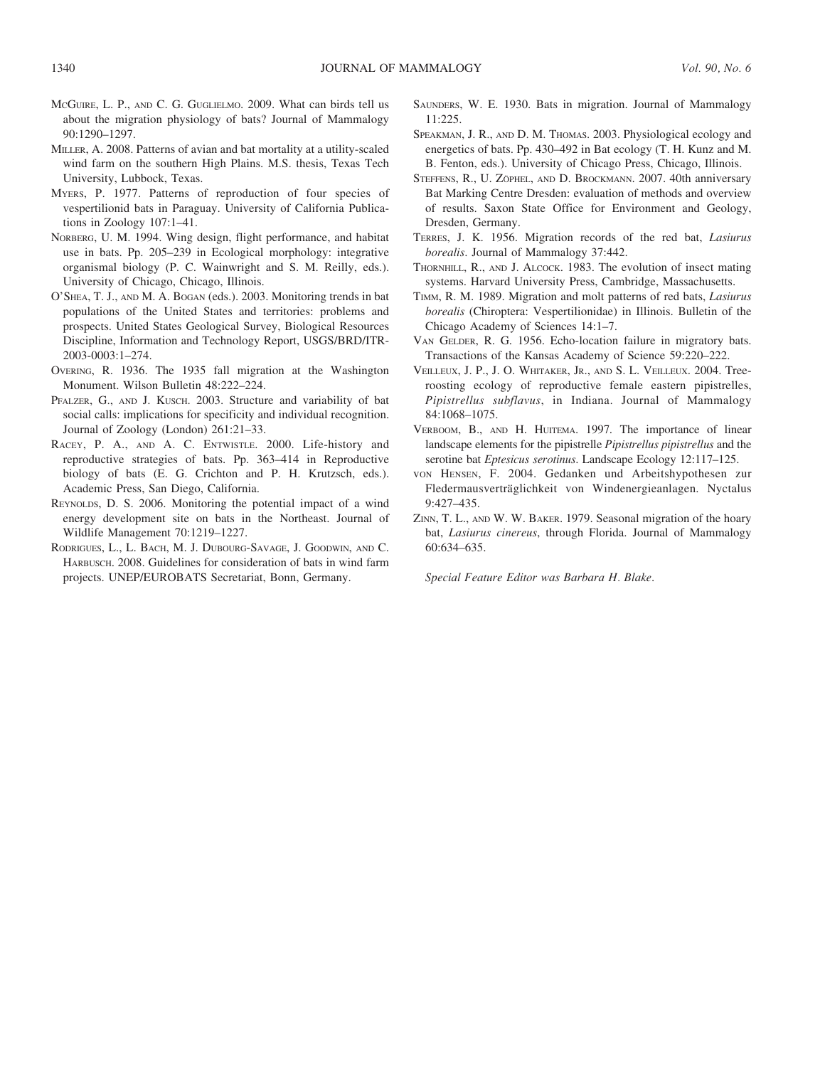McGuire, L. P., and C. G. Guglielmo. 2009. What can birds tell us about the migration physiology of bats? Journal of Mammalogy 90:1290–1297.

Miller, A. 2008. Patterns of avian and bat mortality at a utility-scaled wind farm on the southern High Plains. M.S. thesis, Texas Tech University, Lubbock, Texas.

Myers, P. 1977. Patterns of reproduction of four species of vespertilionid bats in Paraguay. University of California Publications in Zoology 107:1–41.

Norberg, U. M. 1994. Wing design, flight performance, and habitat use in bats. Pp. 205–239 in Ecological morphology: integrative organismal biology (P. C. Wainwright and S. M. Reilly, eds.). University of Chicago, Chicago, Illinois.

O'Shea, T. J., and M. A. Bogan (eds.). 2003. Monitoring trends in bat populations of the United States and territories: problems and prospects. United States Geological Survey, Biological Resources Discipline, Information and Technology Report, USGS/BRD/ITR-2003-0003:1–274.

Overing, R. 1936. The 1935 fall migration at the Washington Monument. Wilson Bulletin 48:222–224.

Pfalzer, G., and J. Kusch. 2003. Structure and variability of bat social calls: implications for specificity and individual recognition. Journal of Zoology (London) 261:21–33.

Racey, P. A., and A. C. Entwistle. 2000. Life-history and reproductive strategies of bats. Pp. 363–414 in Reproductive biology of bats (E. G. Crichton and P. H. Krutzsch, eds.). Academic Press, San Diego, California.

Reynolds, D. S. 2006. Monitoring the potential impact of a wind energy development site on bats in the Northeast. Journal of Wildlife Management 70:1219–1227.

Rodrigues, L., L. Bach, M. J. Dubourg-Savage, J. Goodwin, and C. Harbusch. 2008. Guidelines for consideration of bats in wind farm projects. UNEP/EUROBATS Secretariat, Bonn, Germany.

Saunders, W. E. 1930. Bats in migration. Journal of Mammalogy 11:225.

Speakman, J. R., and D. M. Thomas. 2003. Physiological ecology and energetics of bats. Pp. 430–492 in Bat ecology (T. H. Kunz and M. B. Fenton, eds.). University of Chicago Press, Chicago, Illinois.

Steffens, R., U. Zöphel, and D. Brockmann. 2007. 40th anniversary Bat Marking Centre Dresden: evaluation of methods and overview of results. Saxon State Office for Environment and Geology, Dresden, Germany.

Terres, J. K. 1956. Migration records of the red bat, *Lasiurus borealis*. Journal of Mammalogy 37:442.

Thornhill, R., and J. Alcock. 1983. The evolution of insect mating systems. Harvard University Press, Cambridge, Massachusetts.

Timm, R. M. 1989. Migration and molt patterns of red bats, *Lasiurus borealis* (Chiroptera: Vespertilionidae) in Illinois. Bulletin of the Chicago Academy of Sciences 14:1–7.

Van Gelder, R. G. 1956. Echo-location failure in migratory bats. Transactions of the Kansas Academy of Science 59:220–222.

Veilleux, J. P., J. O. Whitaker, Jr., and S. L. Veilleux. 2004. Tree-roosting ecology of reproductive female eastern pipistrelles, *Pipistrellus subflavus*, in Indiana. Journal of Mammalogy 84:1068–1075.

Verboom, B., and H. Huitema. 1997. The importance of linear landscape elements for the pipistrelle *Pipistrellus pipistrellus* and the serotine bat *Eptesicus serotinus*. Landscape Ecology 12:117–125.

von Hensen, F. 2004. Gedanken und Arbeitshypothesen zur Fledermausverträglichkeit von Windenergieanlagen. Nyctalus 9:427–435.

Zinn, T. L., and W. W. Baker. 1979. Seasonal migration of the hoary bat, *Lasiurus cinereus*, through Florida. Journal of Mammalogy 60:634–635.

*Special Feature Editor was Barbara H. Blake.*